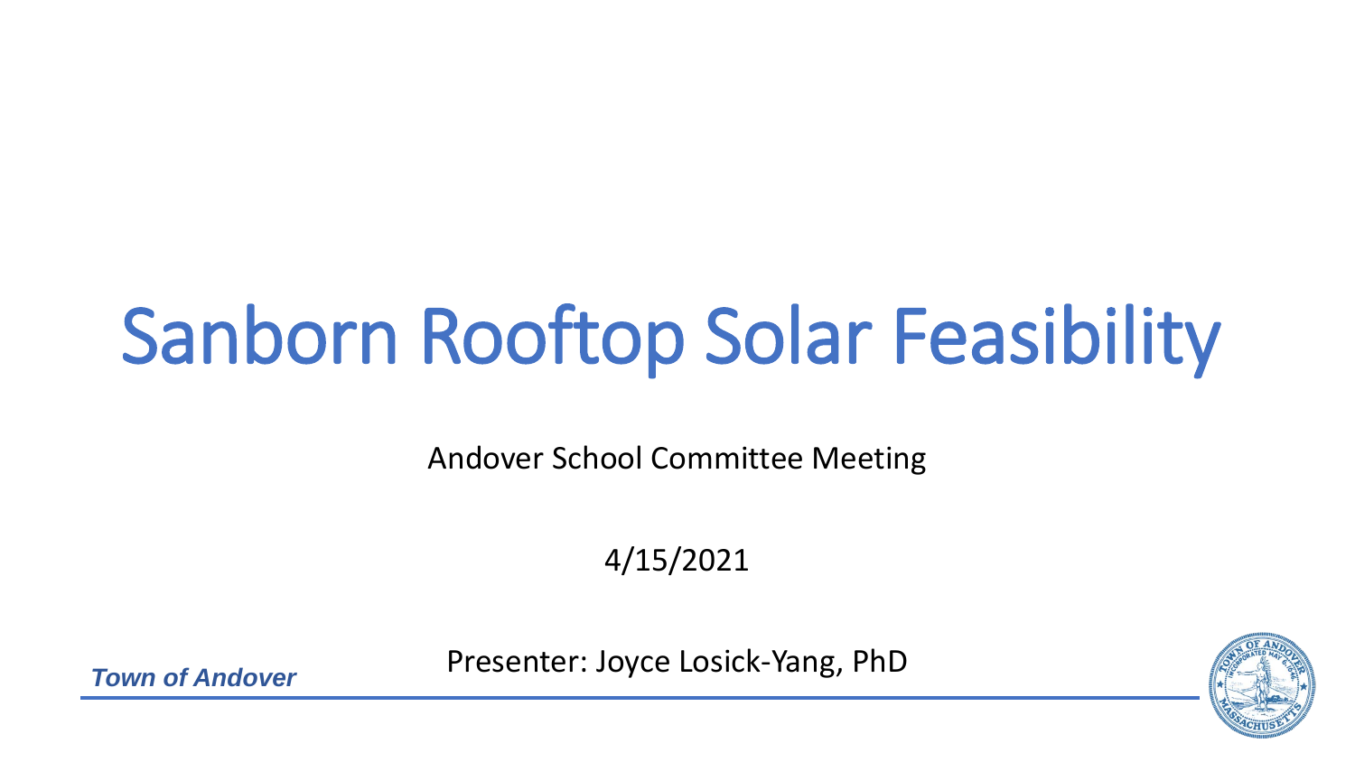# Sanborn Rooftop Solar Feasibility

Andover School Committee Meeting

4/15/2021

Presenter: Joyce Losick-Yang, PhD

*Town of Andover*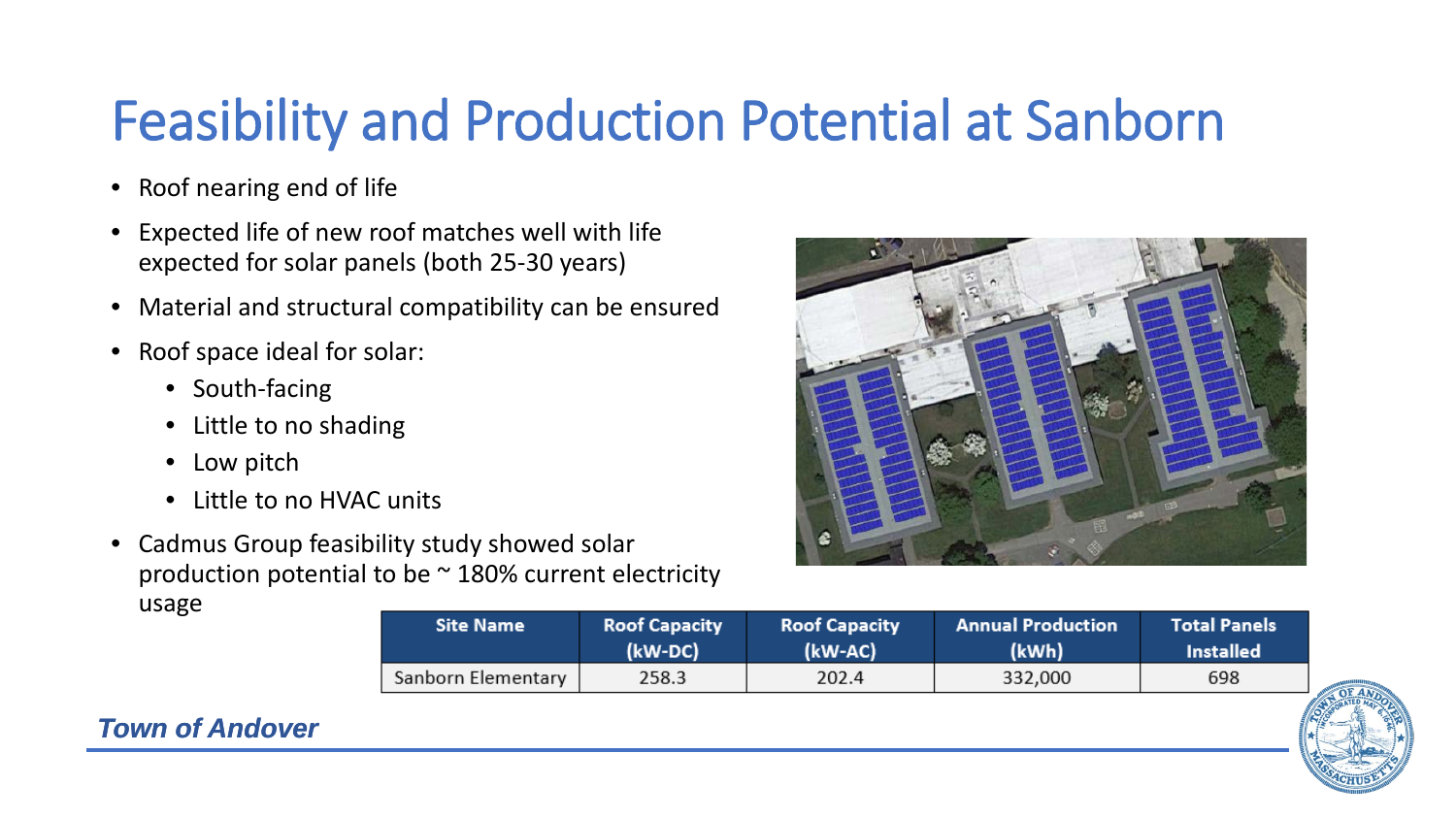# Feasibility and Production Potential at Sanborn

- Roof nearing end of life
- Expected life of new roof matches well with life expected for solar panels (both 25-30 years)
- Material and structural compatibility can be ensured
- Roof space ideal for solar:
  - South-facing
  - Little to no shading
  - Low pitch
  - Little to no HVAC units
- Cadmus Group feasibility study showed solar production potential to be ~ 180% current electricity usage

| Site Name | Roof Capacity (kW-DC) | Roof Capacity (kW-AC) | Annual Production (kWh) | Total Panels Installed |
|---|---|---|---|---|
| Sanborn Elementary | 258.3 | 202.4 | 332,000 | 698 |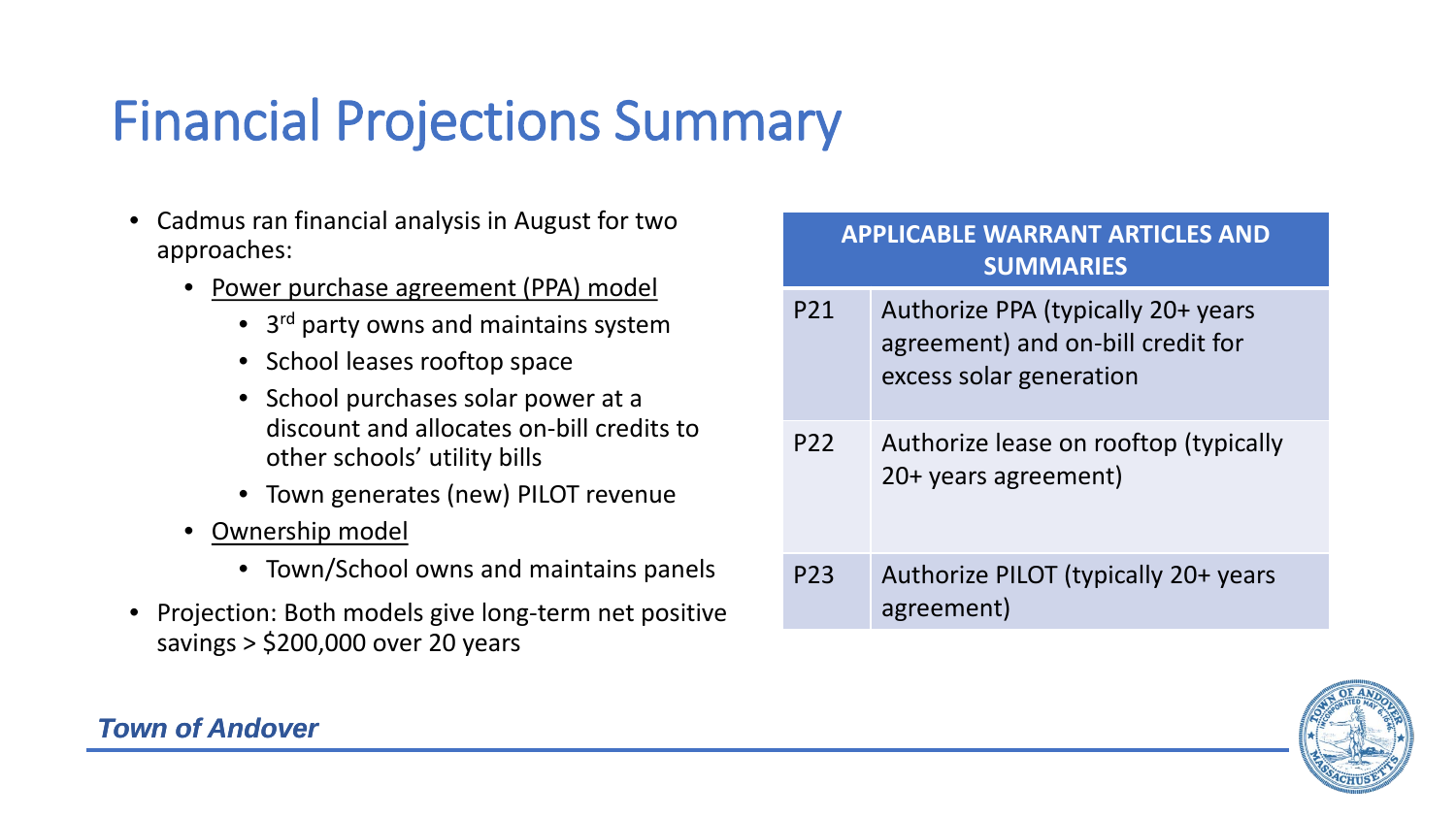# Financial Projections Summary

- Cadmus ran financial analysis in August for two approaches:
  - Power purchase agreement (PPA) model
    - 3rd party owns and maintains system
    - School leases rooftop space
    - School purchases solar power at a discount and allocates on-bill credits to other schools' utility bills
    - Town generates (new) PILOT revenue
  - Ownership model
    - Town/School owns and maintains panels
- Projection: Both models give long-term net positive savings > $200,000 over 20 years

| APPLICABLE WARRANT ARTICLES AND SUMMARIES | |
|---|---|
| P21 | Authorize PPA (typically 20+ years agreement) and on-bill credit for excess solar generation |
| P22 | Authorize lease on rooftop (typically 20+ years agreement) |
| P23 | Authorize PILOT (typically 20+ years agreement) |

*Town of Andover*